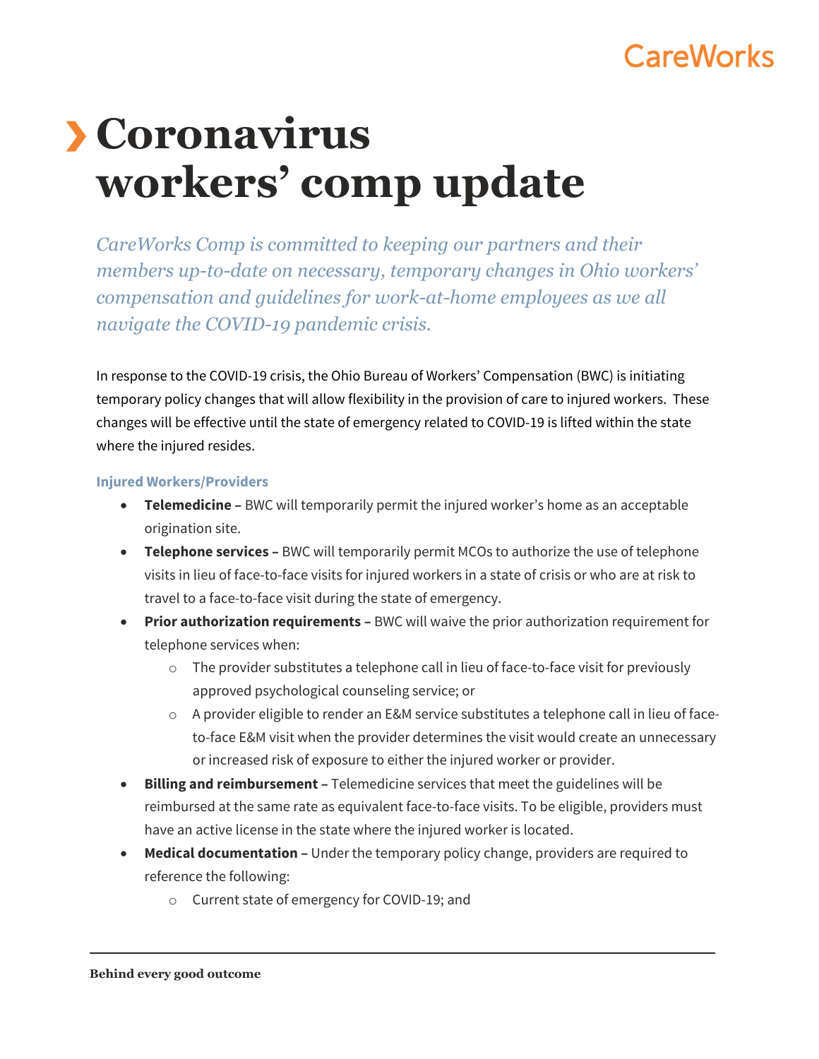CareWorks

# Coronavirus workers' comp update

*CareWorks Comp is committed to keeping our partners and their members up-to-date on necessary, temporary changes in Ohio workers' compensation and guidelines for work-at-home employees as we all navigate the COVID-19 pandemic crisis.*

In response to the COVID-19 crisis, the Ohio Bureau of Workers' Compensation (BWC) is initiating temporary policy changes that will allow flexibility in the provision of care to injured workers. These changes will be effective until the state of emergency related to COVID-19 is lifted within the state where the injured resides.

### Injured Workers/Providers

- **Telemedicine –** BWC will temporarily permit the injured worker's home as an acceptable origination site.
- **Telephone services –** BWC will temporarily permit MCOs to authorize the use of telephone visits in lieu of face-to-face visits for injured workers in a state of crisis or who are at risk to travel to a face-to-face visit during the state of emergency.
- **Prior authorization requirements –** BWC will waive the prior authorization requirement for telephone services when:
  - The provider substitutes a telephone call in lieu of face-to-face visit for previously approved psychological counseling service; or
  - A provider eligible to render an E&M service substitutes a telephone call in lieu of face-to-face E&M visit when the provider determines the visit would create an unnecessary or increased risk of exposure to either the injured worker or provider.
- **Billing and reimbursement –** Telemedicine services that meet the guidelines will be reimbursed at the same rate as equivalent face-to-face visits. To be eligible, providers must have an active license in the state where the injured worker is located.
- **Medical documentation –** Under the temporary policy change, providers are required to reference the following:
  - Current state of emergency for COVID-19; and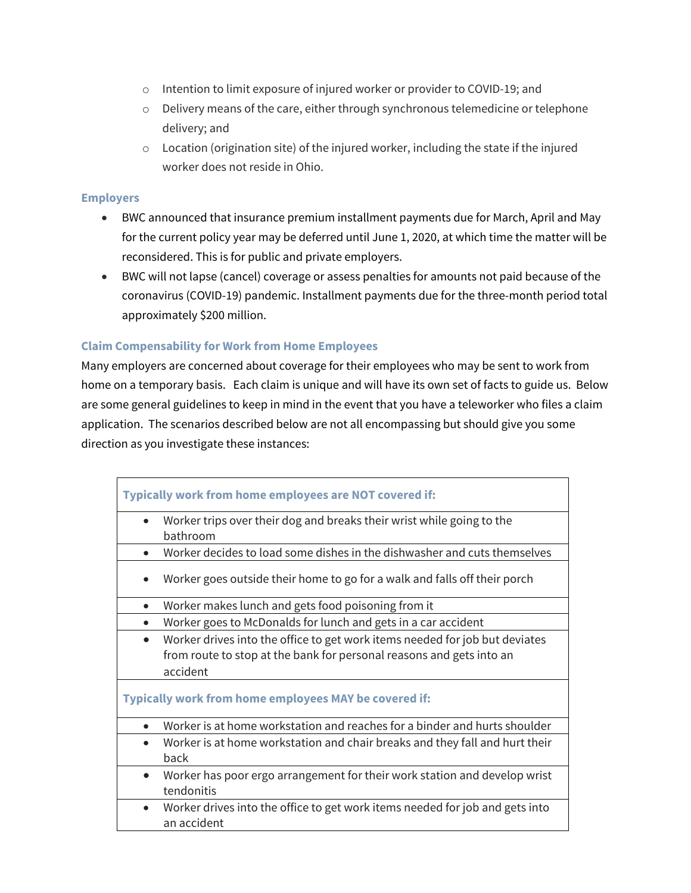- Intention to limit exposure of injured worker or provider to COVID-19; and
    - Delivery means of the care, either through synchronous telemedicine or telephone delivery; and
    - Location (origination site) of the injured worker, including the state if the injured worker does not reside in Ohio.

### Employers

- BWC announced that insurance premium installment payments due for March, April and May for the current policy year may be deferred until June 1, 2020, at which time the matter will be reconsidered. This is for public and private employers.
- BWC will not lapse (cancel) coverage or assess penalties for amounts not paid because of the coronavirus (COVID-19) pandemic. Installment payments due for the three-month period total approximately $200 million.

### Claim Compensability for Work from Home Employees

Many employers are concerned about coverage for their employees who may be sent to work from home on a temporary basis. Each claim is unique and will have its own set of facts to guide us. Below are some general guidelines to keep in mind in the event that you have a teleworker who files a claim application. The scenarios described below are not all encompassing but should give you some direction as you investigate these instances:

| **Typically work from home employees are NOT covered if:** |
|---|
| • Worker trips over their dog and breaks their wrist while going to the bathroom |
| • Worker decides to load some dishes in the dishwasher and cuts themselves |
| • Worker goes outside their home to go for a walk and falls off their porch |
| • Worker makes lunch and gets food poisoning from it |
| • Worker goes to McDonalds for lunch and gets in a car accident |
| • Worker drives into the office to get work items needed for job but deviates from route to stop at the bank for personal reasons and gets into an accident |
| **Typically work from home employees MAY be covered if:** |
| • Worker is at home workstation and reaches for a binder and hurts shoulder |
| • Worker is at home workstation and chair breaks and they fall and hurt their back |
| • Worker has poor ergo arrangement for their work station and develop wrist tendonitis |
| • Worker drives into the office to get work items needed for job and gets into an accident |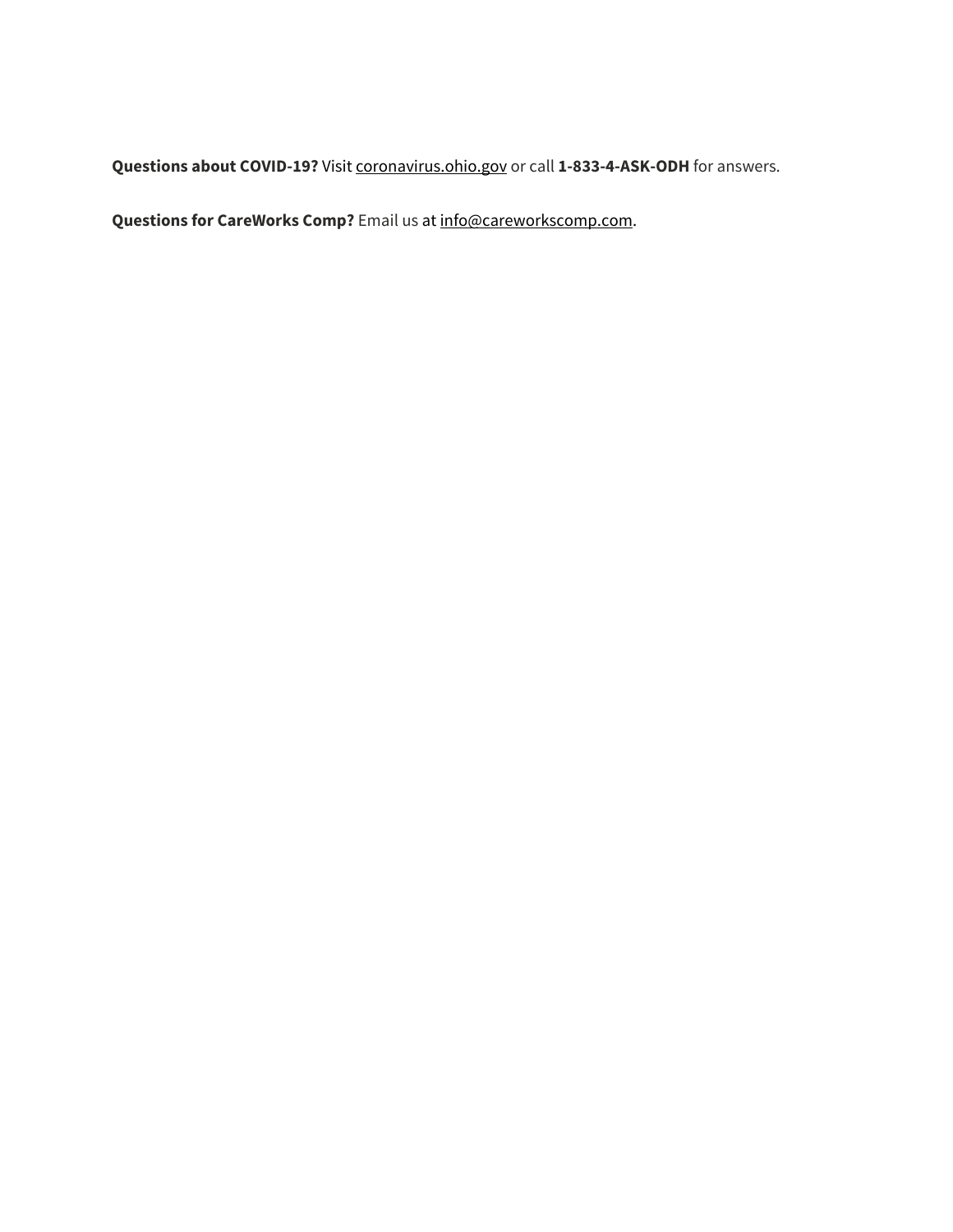**Questions about COVID-19?** Visit coronavirus.ohio.gov or call **1-833-4-ASK-ODH** for answers.

**Questions for CareWorks Comp?** Email us at info@careworkscomp.com.